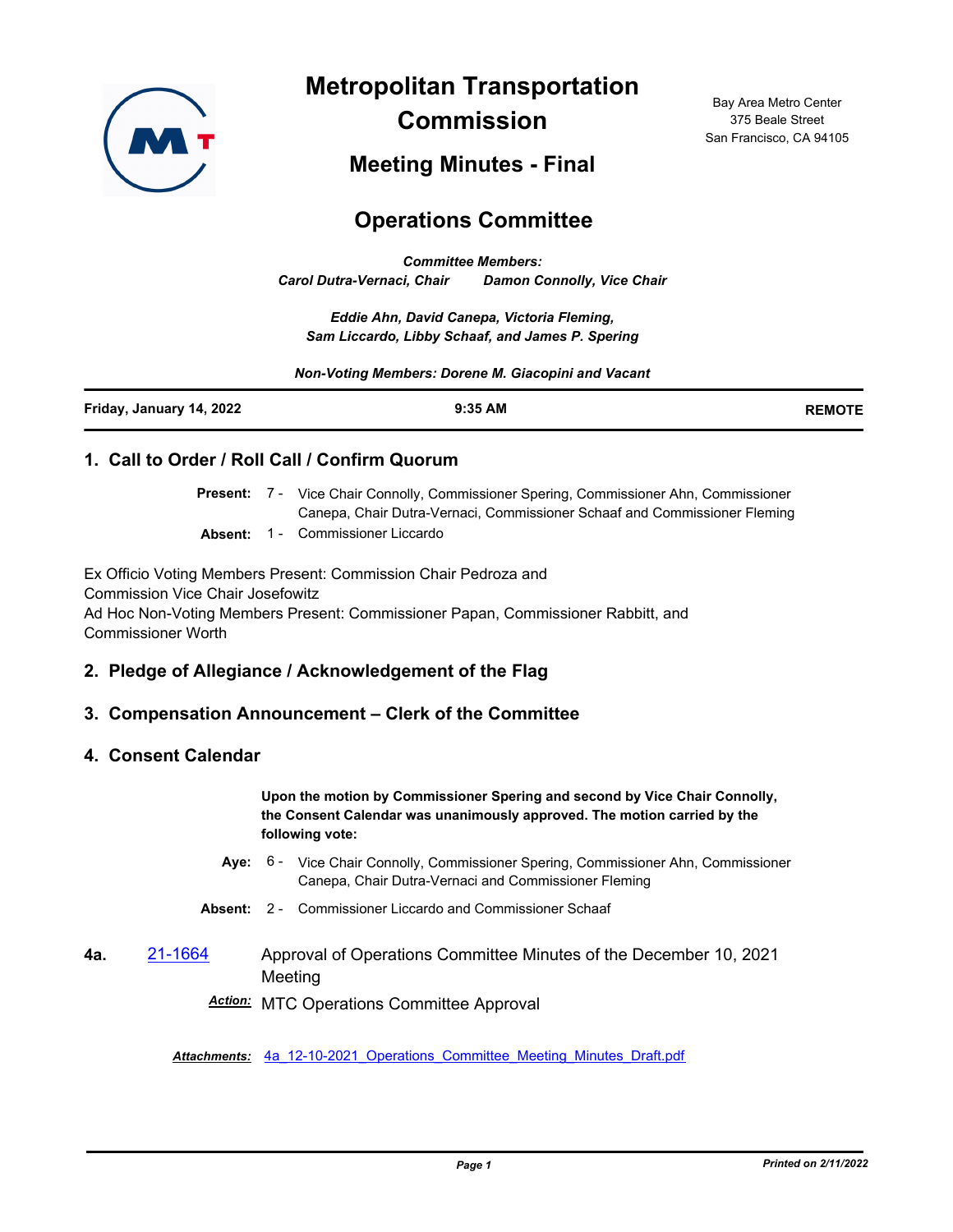# Metropolitan Transportation Commission

## Meeting Minues - Final

Bay Area Metro Center
375 Beale Street
San Francisco, CA 94105

## Operations Committee

*Committee Members:*
*Carol Dutra-Vernaci, Chair Damon Connolly, Vice Chair*

*Eddie Ahn, David Canepa, Victoria Fleming,*
*Sam Liccardo, Libby Schaaf, and James P. Spering*

*Non-Voting Members: Dorene M. Giacopini and Vacant*

| Friday, January 14, 2022 | 9:35 AM | REMOTE |
|---|---|---|

### 1. Call to Order / Roll Call / Confirm Quorum

**Present:** 7 - Vice Chair Connolly, Commissioner Spering, Commissioner Ahn, Commissioner Canepa, Chair Dutra-Vernaci, Commissioner Schaaf and Commissioner Fleming

**Absent:** 1 - Commissioner Liccardo

Ex Officio Voting Members Present: Commission Chair Pedroza and Commission Vice Chair Josefowitz
Ad Hoc Non-Voting Members Present: Commissioner Papan, Commissioner Rabbitt, and Commissioner Worth

### 2. Pledge of Allegiance / Acknowledgement of the Flag

### 3. Compensation Announcement – Clerk of the Committee

### 4. Consent Calendar

**Upon the motion by Commissioner Spering and second by Vice Chair Connolly, the Consent Calendar was unanimously approved. The motion carried by the following vote:**

**Aye:** 6 - Vice Chair Connolly, Commissioner Spering, Commissioner Ahn, Commissioner Canepa, Chair Dutra-Vernaci and Commissioner Fleming

**Absent:** 2 - Commissioner Liccardo and Commissioner Schaaf

**4a.** 21-1664 Approval of Operations Committee Minutes of the December 10, 2021 Meeting

***Action:*** MTC Operations Committee Approval

***Attachments:*** 4a_12-10-2021_Operations_Committee_Meeting_Minutes_Draft.pdf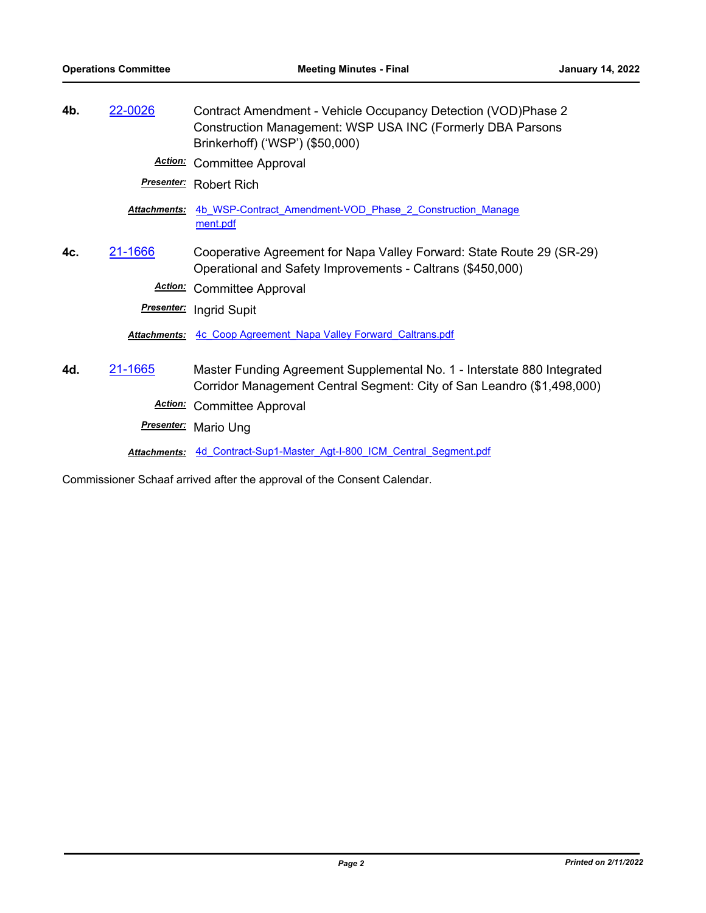**4b.** 22-0026 Contract Amendment - Vehicle Occupancy Detection (VOD)Phase 2 Construction Management: WSP USA INC (Formerly DBA Parsons Brinkerhoff) ('WSP') ($50,000)

***Action:*** Committee Approval

***Presenter:*** Robert Rich

***Attachments:*** 4b_WSP-Contract_Amendment-VOD_Phase_2_Construction_Management.pdf

**4c.** 21-1666 Cooperative Agreement for Napa Valley Forward: State Route 29 (SR-29) Operational and Safety Improvements - Caltrans ($450,000)

***Action:*** Committee Approval

***Presenter:*** Ingrid Supit

***Attachments:*** 4c_Coop Agreement_Napa Valley Forward_Caltrans.pdf

**4d.** 21-1665 Master Funding Agreement Supplemental No. 1 - Interstate 880 Integrated Corridor Management Central Segment: City of San Leandro ($1,498,000)

***Action:*** Committee Approval

***Presenter:*** Mario Ung

***Attachments:*** 4d_Contract-Sup1-Master_Agt-I-800_ICM_Central_Segment.pdf

Commissioner Schaaf arrived after the approval of the Consent Calendar.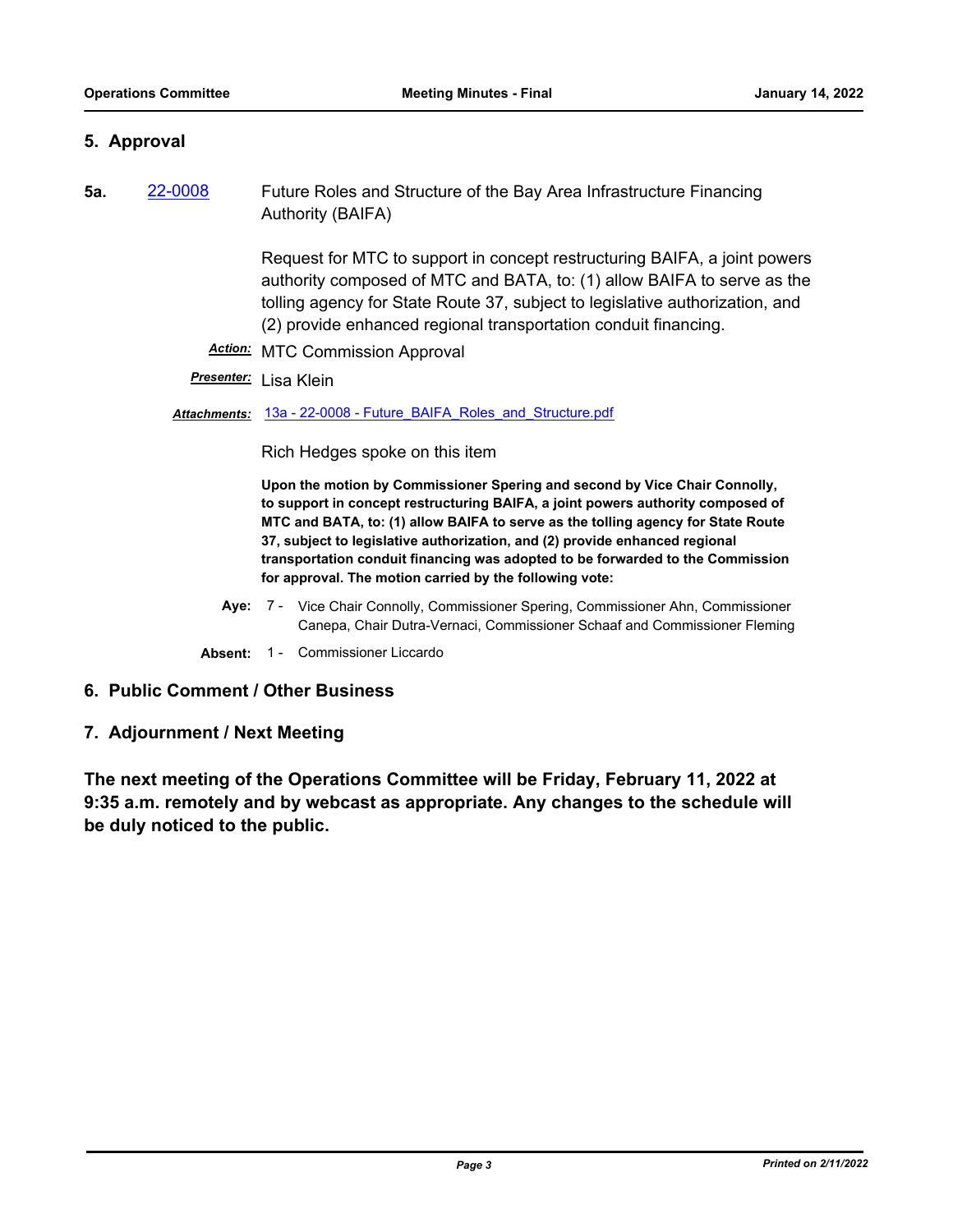## 5. Approval

**5a.** 22-0008 Future Roles and Structure of the Bay Area Infrastructure Financing Authority (BAIFA)

Request for MTC to support in concept restructuring BAIFA, a joint powers authority composed of MTC and BATA, to: (1) allow BAIFA to serve as the tolling agency for State Route 37, subject to legislative authorization, and (2) provide enhanced regional transportation conduit financing.

***Action:*** MTC Commission Approval

***Presenter:*** Lisa Klein

***Attachments:*** 13a - 22-0008 - Future_BAIFA_Roles_and_Structure.pdf

Rich Hedges spoke on this item

**Upon the motion by Commissioner Spering and second by Vice Chair Connolly, to support in concept restructuring BAIFA, a joint powers authority composed of MTC and BATA, to: (1) allow BAIFA to serve as the tolling agency for State Route 37, subject to legislative authorization, and (2) provide enhanced regional transportation conduit financing was adopted to be forwarded to the Commission for approval. The motion carried by the following vote:**

**Aye:** 7 - Vice Chair Connolly, Commissioner Spering, Commissioner Ahn, Commissioner Canepa, Chair Dutra-Vernaci, Commissioner Schaaf and Commissioner Fleming

**Absent:** 1 - Commissioner Liccardo

## 6. Public Comment / Other Business

## 7. Adjournment / Next Meeting

**The next meeting of the Operations Committee will be Friday, February 11, 2022 at 9:35 a.m. remotely and by webcast as appropriate. Any changes to the schedule will be duly noticed to the public.**